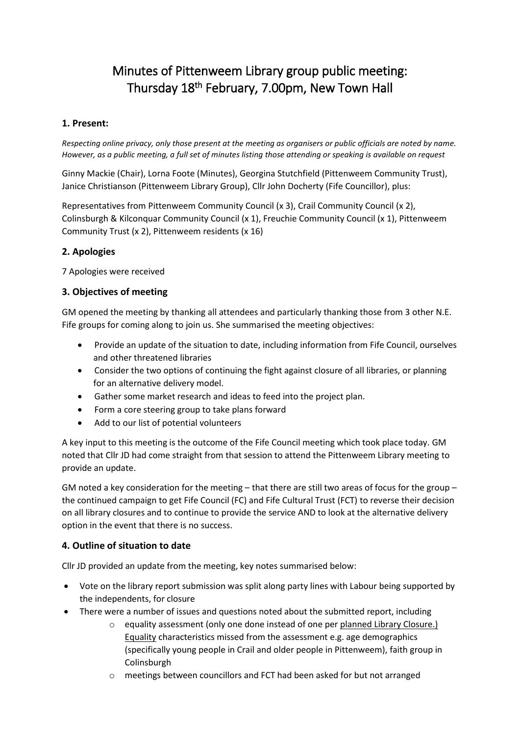# Minutes of Pittenweem Library group public meeting: Thursday 18th February, 7.00pm, New Town Hall

## 1. Present:

*Respecting online privacy, only those present at the meeting as organisers or public officials are noted by name. However, as a public meeting, a full set of minutes listing those attending or speaking is available on request*

Ginny Mackie (Chair), Lorna Foote (Minutes), Georgina Stutchfield (Pittenweem Community Trust), Janice Christianson (Pittenweem Library Group), Cllr John Docherty (Fife Councillor), plus:

Representatives from Pittenweem Community Council (x 3), Crail Community Council (x 2), Colinsburgh & Kilconquar Community Council (x 1), Freuchie Community Council (x 1), Pittenweem Community Trust (x 2), Pittenweem residents (x 16)

## 2. Apologies

7 Apologies were received

## 3. Objectives of meeting

GM opened the meeting by thanking all attendees and particularly thanking those from 3 other N.E. Fife groups for coming along to join us. She summarised the meeting objectives:

- Provide an update of the situation to date, including information from Fife Council, ourselves and other threatened libraries
- Consider the two options of continuing the fight against closure of all libraries, or planning for an alternative delivery model.
- Gather some market research and ideas to feed into the project plan.
- Form a core steering group to take plans forward
- Add to our list of potential volunteers

A key input to this meeting is the outcome of the Fife Council meeting which took place today. GM noted that Cllr JD had come straight from that session to attend the Pittenweem Library meeting to provide an update.

GM noted a key consideration for the meeting – that there are still two areas of focus for the group – the continued campaign to get Fife Council (FC) and Fife Cultural Trust (FCT) to reverse their decision on all library closures and to continue to provide the service AND to look at the alternative delivery option in the event that there is no success.

## 4. Outline of situation to date

Cllr JD provided an update from the meeting, key notes summarised below:

- Vote on the library report submission was split along party lines with Labour being supported by the independents, for closure
- There were a number of issues and questions noted about the submitted report, including
  - equality assessment (only one done instead of one per planned Library Closure.) Equality characteristics missed from the assessment e.g. age demographics (specifically young people in Crail and older people in Pittenweem), faith group in Colinsburgh
  - meetings between councillors and FCT had been asked for but not arranged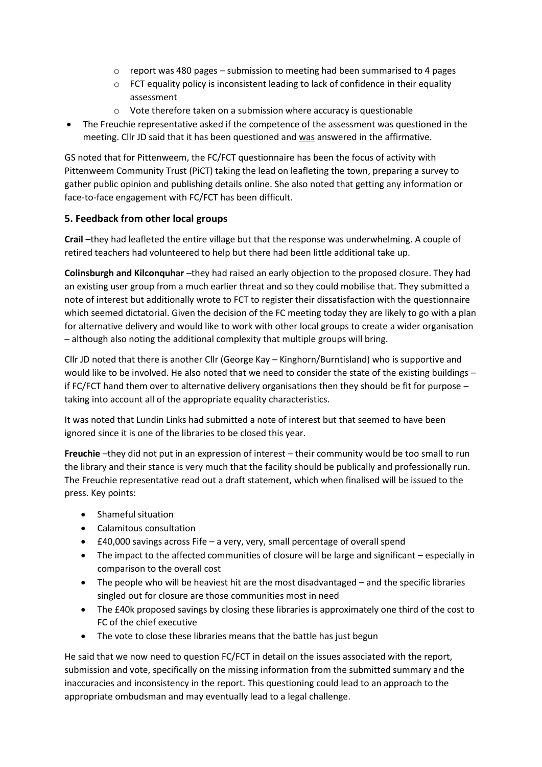- report was 480 pages – submission to meeting had been summarised to 4 pages
  - FCT equality policy is inconsistent leading to lack of confidence in their equality assessment
  - Vote therefore taken on a submission where accuracy is questionable
- The Freuchie representative asked if the competence of the assessment was questioned in the meeting. Cllr JD said that it has been questioned and was answered in the affirmative.

GS noted that for Pittenweem, the FC/FCT questionnaire has been the focus of activity with Pittenweem Community Trust (PiCT) taking the lead on leafleting the town, preparing a survey to gather public opinion and publishing details online. She also noted that getting any information or face-to-face engagement with FC/FCT has been difficult.

## 5. Feedback from other local groups

**Crail** –they had leafleted the entire village but that the response was underwhelming. A couple of retired teachers had volunteered to help but there had been little additional take up.

**Colinsburgh and Kilconquhar** –they had raised an early objection to the proposed closure. They had an existing user group from a much earlier threat and so they could mobilise that. They submitted a note of interest but additionally wrote to FCT to register their dissatisfaction with the questionnaire which seemed dictatorial. Given the decision of the FC meeting today they are likely to go with a plan for alternative delivery and would like to work with other local groups to create a wider organisation – although also noting the additional complexity that multiple groups will bring.

Cllr JD noted that there is another Cllr (George Kay – Kinghorn/Burntisland) who is supportive and would like to be involved. He also noted that we need to consider the state of the existing buildings – if FC/FCT hand them over to alternative delivery organisations then they should be fit for purpose – taking into account all of the appropriate equality characteristics.

It was noted that Lundin Links had submitted a note of interest but that seemed to have been ignored since it is one of the libraries to be closed this year.

**Freuchie** –they did not put in an expression of interest – their community would be too small to run the library and their stance is very much that the facility should be publically and professionally run. The Freuchie representative read out a draft statement, which when finalised will be issued to the press. Key points:

- Shameful situation
- Calamitous consultation
- £40,000 savings across Fife – a very, very, small percentage of overall spend
- The impact to the affected communities of closure will be large and significant – especially in comparison to the overall cost
- The people who will be heaviest hit are the most disadvantaged – and the specific libraries singled out for closure are those communities most in need
- The £40k proposed savings by closing these libraries is approximately one third of the cost to FC of the chief executive
- The vote to close these libraries means that the battle has just begun

He said that we now need to question FC/FCT in detail on the issues associated with the report, submission and vote, specifically on the missing information from the submitted summary and the inaccuracies and inconsistency in the report. This questioning could lead to an approach to the appropriate ombudsman and may eventually lead to a legal challenge.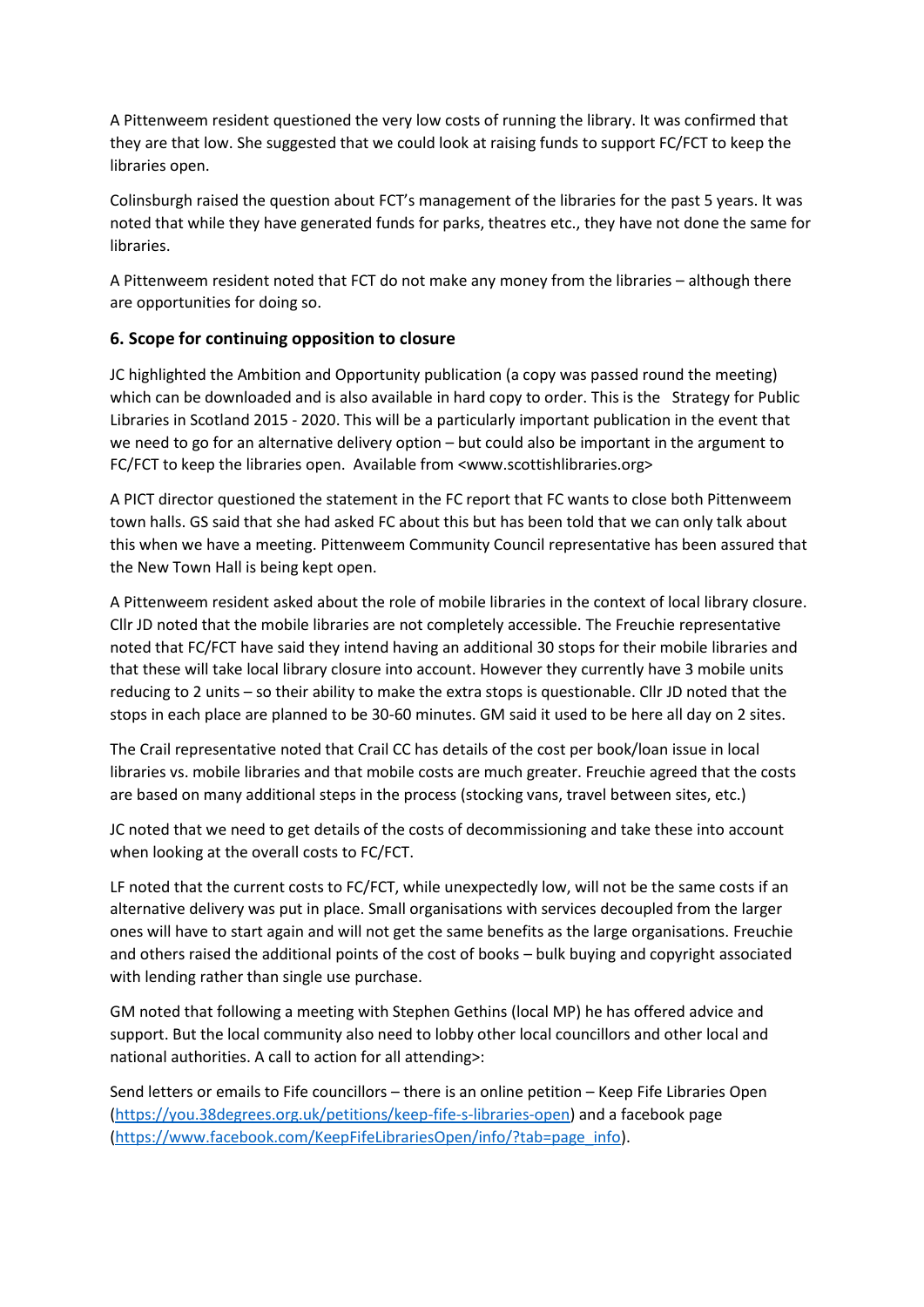A Pittenweem resident questioned the very low costs of running the library. It was confirmed that they are that low. She suggested that we could look at raising funds to support FC/FCT to keep the libraries open.

Colinsburgh raised the question about FCT's management of the libraries for the past 5 years. It was noted that while they have generated funds for parks, theatres etc., they have not done the same for libraries.

A Pittenweem resident noted that FCT do not make any money from the libraries – although there are opportunities for doing so.

### 6. Scope for continuing opposition to closure

JC highlighted the Ambition and Opportunity publication (a copy was passed round the meeting) which can be downloaded and is also available in hard copy to order. This is the Strategy for Public Libraries in Scotland 2015 - 2020. This will be a particularly important publication in the event that we need to go for an alternative delivery option – but could also be important in the argument to FC/FCT to keep the libraries open. Available from <www.scottishlibraries.org>

A PICT director questioned the statement in the FC report that FC wants to close both Pittenweem town halls. GS said that she had asked FC about this but has been told that we can only talk about this when we have a meeting. Pittenweem Community Council representative has been assured that the New Town Hall is being kept open.

A Pittenweem resident asked about the role of mobile libraries in the context of local library closure. Cllr JD noted that the mobile libraries are not completely accessible. The Freuchie representative noted that FC/FCT have said they intend having an additional 30 stops for their mobile libraries and that these will take local library closure into account. However they currently have 3 mobile units reducing to 2 units – so their ability to make the extra stops is questionable. Cllr JD noted that the stops in each place are planned to be 30-60 minutes. GM said it used to be here all day on 2 sites.

The Crail representative noted that Crail CC has details of the cost per book/loan issue in local libraries vs. mobile libraries and that mobile costs are much greater. Freuchie agreed that the costs are based on many additional steps in the process (stocking vans, travel between sites, etc.)

JC noted that we need to get details of the costs of decommissioning and take these into account when looking at the overall costs to FC/FCT.

LF noted that the current costs to FC/FCT, while unexpectedly low, will not be the same costs if an alternative delivery was put in place. Small organisations with services decoupled from the larger ones will have to start again and will not get the same benefits as the large organisations. Freuchie and others raised the additional points of the cost of books – bulk buying and copyright associated with lending rather than single use purchase.

GM noted that following a meeting with Stephen Gethins (local MP) he has offered advice and support. But the local community also need to lobby other local councillors and other local and national authorities. A call to action for all attending>:

Send letters or emails to Fife councillors – there is an online petition – Keep Fife Libraries Open (https://you.38degrees.org.uk/petitions/keep-fife-s-libraries-open) and a facebook page (https://www.facebook.com/KeepFifeLibrariesOpen/info/?tab=page_info).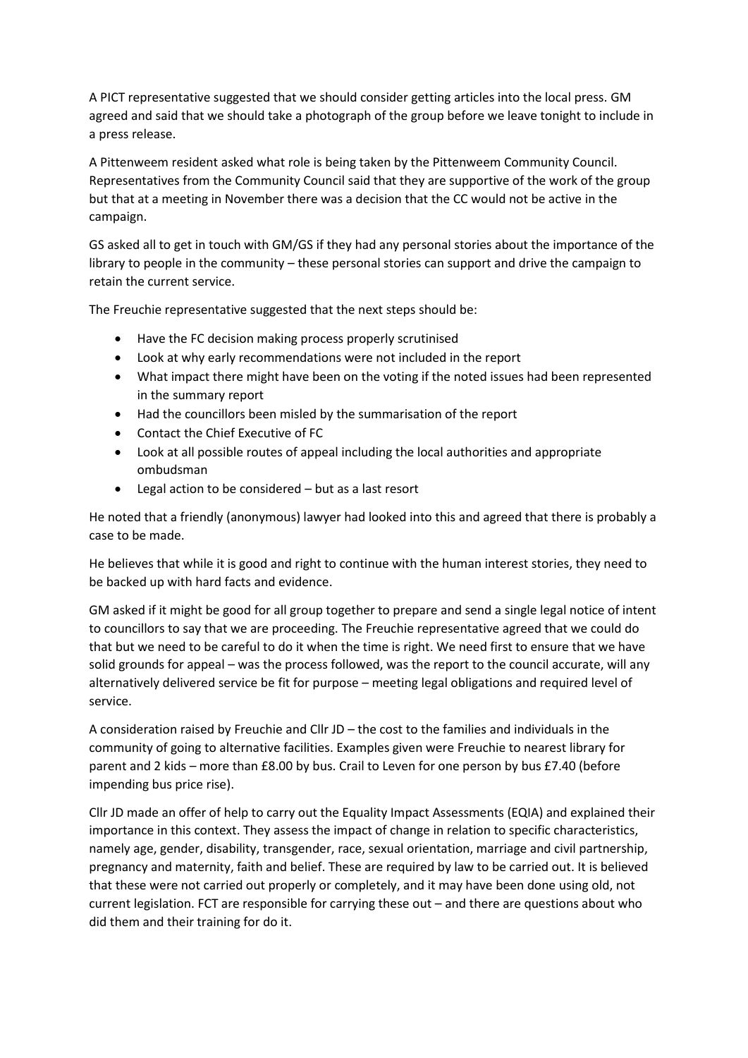A PICT representative suggested that we should consider getting articles into the local press. GM agreed and said that we should take a photograph of the group before we leave tonight to include in a press release.

A Pittenweem resident asked what role is being taken by the Pittenweem Community Council. Representatives from the Community Council said that they are supportive of the work of the group but that at a meeting in November there was a decision that the CC would not be active in the campaign.

GS asked all to get in touch with GM/GS if they had any personal stories about the importance of the library to people in the community – these personal stories can support and drive the campaign to retain the current service.

The Freuchie representative suggested that the next steps should be:

- Have the FC decision making process properly scrutinised
- Look at why early recommendations were not included in the report
- What impact there might have been on the voting if the noted issues had been represented in the summary report
- Had the councillors been misled by the summarisation of the report
- Contact the Chief Executive of FC
- Look at all possible routes of appeal including the local authorities and appropriate ombudsman
- Legal action to be considered – but as a last resort

He noted that a friendly (anonymous) lawyer had looked into this and agreed that there is probably a case to be made.

He believes that while it is good and right to continue with the human interest stories, they need to be backed up with hard facts and evidence.

GM asked if it might be good for all group together to prepare and send a single legal notice of intent to councillors to say that we are proceeding. The Freuchie representative agreed that we could do that but we need to be careful to do it when the time is right. We need first to ensure that we have solid grounds for appeal – was the process followed, was the report to the council accurate, will any alternatively delivered service be fit for purpose – meeting legal obligations and required level of service.

A consideration raised by Freuchie and Cllr JD – the cost to the families and individuals in the community of going to alternative facilities. Examples given were Freuchie to nearest library for parent and 2 kids – more than £8.00 by bus. Crail to Leven for one person by bus £7.40 (before impending bus price rise).

Cllr JD made an offer of help to carry out the Equality Impact Assessments (EQIA) and explained their importance in this context. They assess the impact of change in relation to specific characteristics, namely age, gender, disability, transgender, race, sexual orientation, marriage and civil partnership, pregnancy and maternity, faith and belief. These are required by law to be carried out. It is believed that these were not carried out properly or completely, and it may have been done using old, not current legislation. FCT are responsible for carrying these out – and there are questions about who did them and their training for do it.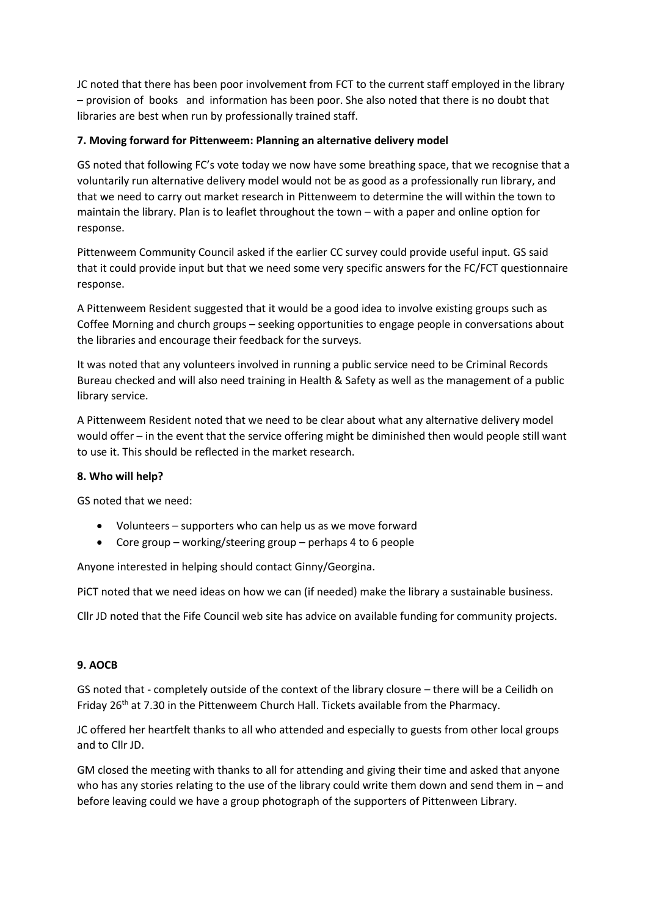JC noted that there has been poor involvement from FCT to the current staff employed in the library – provision of books and information has been poor. She also noted that there is no doubt that libraries are best when run by professionally trained staff.

**7. Moving forward for Pittenweem: Planning an alternative delivery model**

GS noted that following FC's vote today we now have some breathing space, that we recognise that a voluntarily run alternative delivery model would not be as good as a professionally run library, and that we need to carry out market research in Pittenweem to determine the will within the town to maintain the library. Plan is to leaflet throughout the town – with a paper and online option for response.

Pittenweem Community Council asked if the earlier CC survey could provide useful input. GS said that it could provide input but that we need some very specific answers for the FC/FCT questionnaire response.

A Pittenweem Resident suggested that it would be a good idea to involve existing groups such as Coffee Morning and church groups – seeking opportunities to engage people in conversations about the libraries and encourage their feedback for the surveys.

It was noted that any volunteers involved in running a public service need to be Criminal Records Bureau checked and will also need training in Health & Safety as well as the management of a public library service.

A Pittenweem Resident noted that we need to be clear about what any alternative delivery model would offer – in the event that the service offering might be diminished then would people still want to use it. This should be reflected in the market research.

**8. Who will help?**

GS noted that we need:

- Volunteers – supporters who can help us as we move forward
- Core group – working/steering group – perhaps 4 to 6 people

Anyone interested in helping should contact Ginny/Georgina.

PiCT noted that we need ideas on how we can (if needed) make the library a sustainable business.

Cllr JD noted that the Fife Council web site has advice on available funding for community projects.

**9. AOCB**

GS noted that - completely outside of the context of the library closure – there will be a Ceilidh on Friday 26th at 7.30 in the Pittenweem Church Hall. Tickets available from the Pharmacy.

JC offered her heartfelt thanks to all who attended and especially to guests from other local groups and to Cllr JD.

GM closed the meeting with thanks to all for attending and giving their time and asked that anyone who has any stories relating to the use of the library could write them down and send them in – and before leaving could we have a group photograph of the supporters of Pittenween Library.